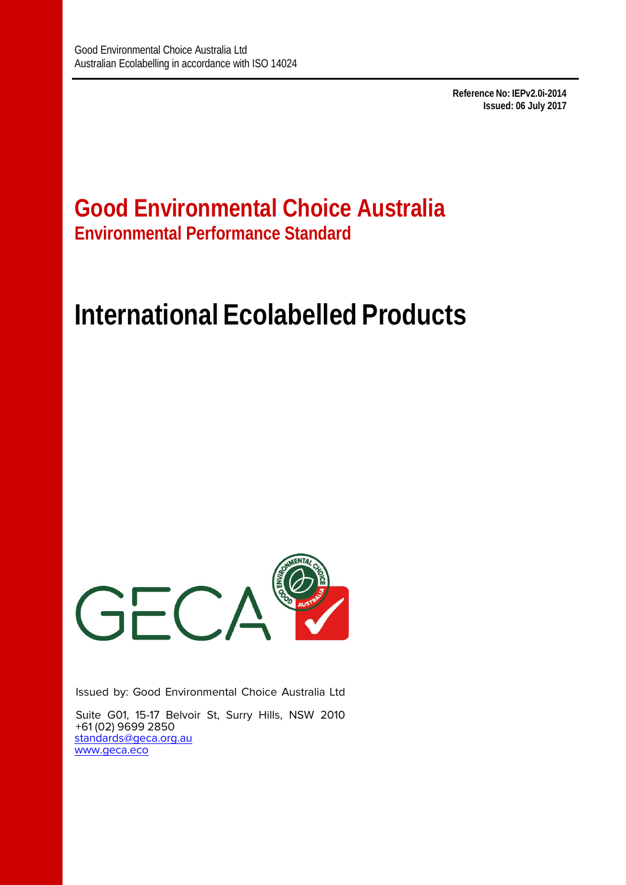Good Environmental Choice Australia Ltd
Australian Ecolabelling in accordance with ISO 14024

**Reference No: IEPv2.0i-2014**
**Issued: 06 July 2017**

# Good Environmental Choice Australia
## Environmental Performance Standard

# International Ecolabelled Products

Issued by: Good Environmental Choice Australia Ltd

Suite G01, 15-17 Belvoir St, Surry Hills, NSW 2010
+61 (02) 9699 2850
standards@geca.org.au
www.geca.eco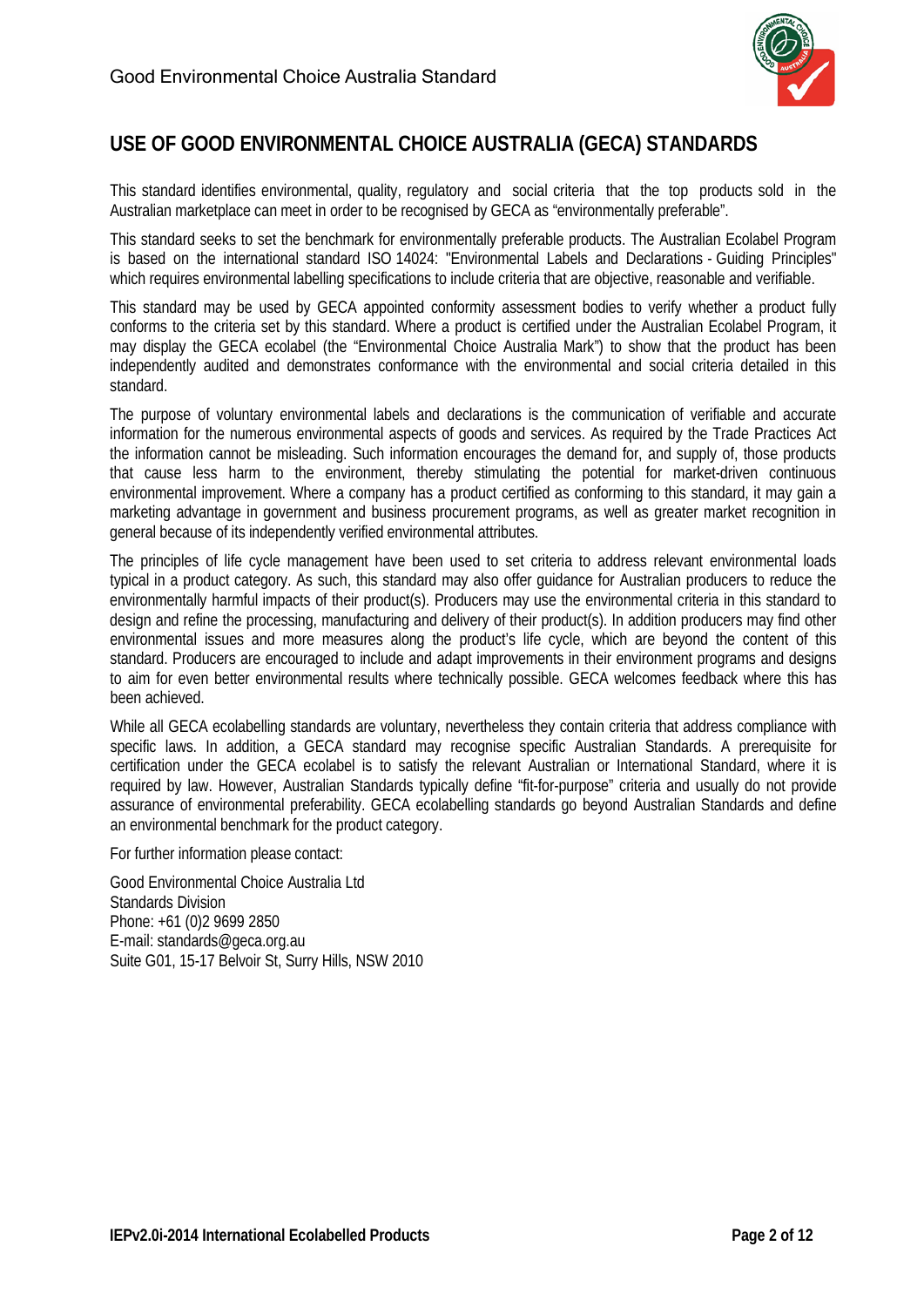## USE OF GOOD ENVIRONMENTAL CHOICE AUSTRALIA (GECA) STANDARDS

This standard identifies environmental, quality, regulatory and social criteria that the top products sold in the Australian marketplace can meet in order to be recognised by GECA as "environmentally preferable".

This standard seeks to set the benchmark for environmentally preferable products. The Australian Ecolabel Program is based on the international standard ISO 14024: "Environmental Labels and Declarations - Guiding Principles" which requires environmental labelling specifications to include criteria that are objective, reasonable and verifiable.

This standard may be used by GECA appointed conformity assessment bodies to verify whether a product fully conforms to the criteria set by this standard. Where a product is certified under the Australian Ecolabel Program, it may display the GECA ecolabel (the "Environmental Choice Australia Mark") to show that the product has been independently audited and demonstrates conformance with the environmental and social criteria detailed in this standard.

The purpose of voluntary environmental labels and declarations is the communication of verifiable and accurate information for the numerous environmental aspects of goods and services. As required by the Trade Practices Act the information cannot be misleading. Such information encourages the demand for, and supply of, those products that cause less harm to the environment, thereby stimulating the potential for market-driven continuous environmental improvement. Where a company has a product certified as conforming to this standard, it may gain a marketing advantage in government and business procurement programs, as well as greater market recognition in general because of its independently verified environmental attributes.

The principles of life cycle management have been used to set criteria to address relevant environmental loads typical in a product category. As such, this standard may also offer guidance for Australian producers to reduce the environmentally harmful impacts of their product(s). Producers may use the environmental criteria in this standard to design and refine the processing, manufacturing and delivery of their product(s). In addition producers may find other environmental issues and more measures along the product's life cycle, which are beyond the content of this standard. Producers are encouraged to include and adapt improvements in their environment programs and designs to aim for even better environmental results where technically possible. GECA welcomes feedback where this has been achieved.

While all GECA ecolabelling standards are voluntary, nevertheless they contain criteria that address compliance with specific laws. In addition, a GECA standard may recognise specific Australian Standards. A prerequisite for certification under the GECA ecolabel is to satisfy the relevant Australian or International Standard, where it is required by law. However, Australian Standards typically define "fit-for-purpose" criteria and usually do not provide assurance of environmental preferability. GECA ecolabelling standards go beyond Australian Standards and define an environmental benchmark for the product category.

For further information please contact:

Good Environmental Choice Australia Ltd
Standards Division
Phone: +61 (0)2 9699 2850
E-mail: standards@geca.org.au
Suite G01, 15-17 Belvoir St, Surry Hills, NSW 2010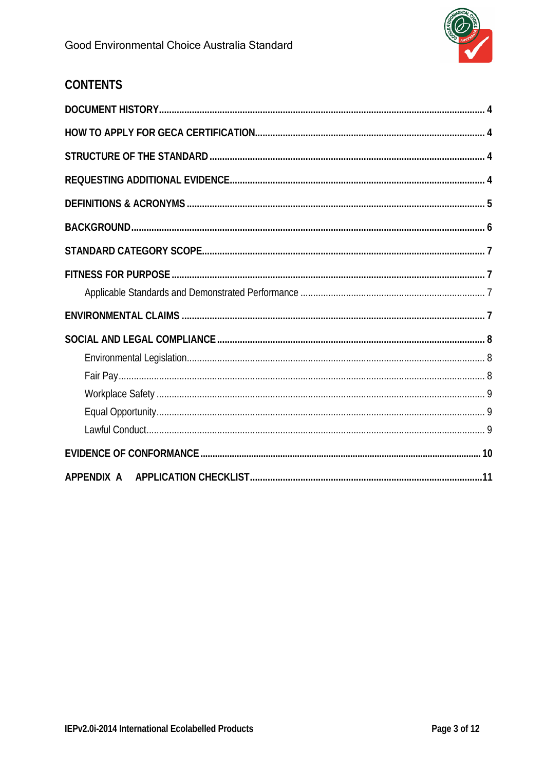## CONTENTS

**DOCUMENT HISTORY** ..... 4

**HOW TO APPLY FOR GECA CERTIFICATION** ..... 4

**STRUCTURE OF THE STANDARD** ..... 4

**REQUESTING ADDITIONAL EVIDENCE** ..... 4

**DEFINITIONS & ACRONYMS** ..... 5

**BACKGROUND** ..... 6

**STANDARD CATEGORY SCOPE** ..... 7

**FITNESS FOR PURPOSE** ..... 7

- Applicable Standards and Demonstrated Performance ..... 7

**ENVIRONMENTAL CLAIMS** ..... 7

**SOCIAL AND LEGAL COMPLIANCE** ..... 8

- Environmental Legislation ..... 8
- Fair Pay ..... 8
- Workplace Safety ..... 9
- Equal Opportunity ..... 9
- Lawful Conduct ..... 9

**EVIDENCE OF CONFORMANCE** ..... 10

**APPENDIX A APPLICATION CHECKLIST** ..... 11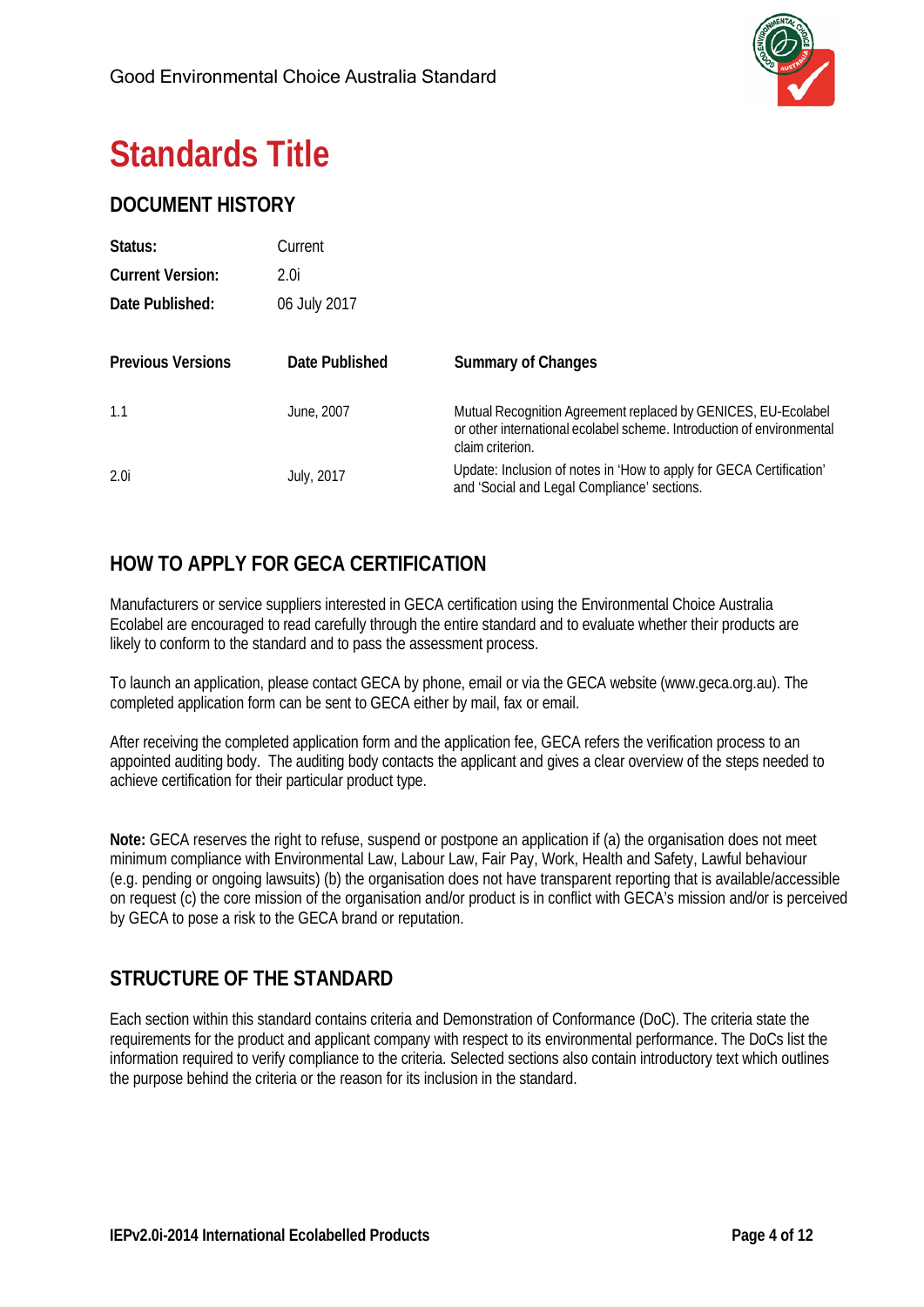# Standards Title

## DOCUMENT HISTORY

**Status:** Current

**Current Version:** 2.0i

**Date Published:** 06 July 2017

| Previous Versions | Date Published | Summary of Changes |
|---|---|---|
| 1.1 | June, 2007 | Mutual Recognition Agreement replaced by GENICES, EU-Ecolabel or other international ecolabel scheme. Introduction of environmental claim criterion. |
| 2.0i | July, 2017 | Update: Inclusion of notes in 'How to apply for GECA Certification' and 'Social and Legal Compliance' sections. |

## HOW TO APPLY FOR GECA CERTIFICATION

Manufacturers or service suppliers interested in GECA certification using the Environmental Choice Australia Ecolabel are encouraged to read carefully through the entire standard and to evaluate whether their products are likely to conform to the standard and to pass the assessment process.

To launch an application, please contact GECA by phone, email or via the GECA website (www.geca.org.au). The completed application form can be sent to GECA either by mail, fax or email.

After receiving the completed application form and the application fee, GECA refers the verification process to an appointed auditing body. The auditing body contacts the applicant and gives a clear overview of the steps needed to achieve certification for their particular product type.

**Note:** GECA reserves the right to refuse, suspend or postpone an application if (a) the organisation does not meet minimum compliance with Environmental Law, Labour Law, Fair Pay, Work, Health and Safety, Lawful behaviour (e.g. pending or ongoing lawsuits) (b) the organisation does not have transparent reporting that is available/accessible on request (c) the core mission of the organisation and/or product is in conflict with GECA's mission and/or is perceived by GECA to pose a risk to the GECA brand or reputation.

## STRUCTURE OF THE STANDARD

Each section within this standard contains criteria and Demonstration of Conformance (DoC). The criteria state the requirements for the product and applicant company with respect to its environmental performance. The DoCs list the information required to verify compliance to the criteria. Selected sections also contain introductory text which outlines the purpose behind the criteria or the reason for its inclusion in the standard.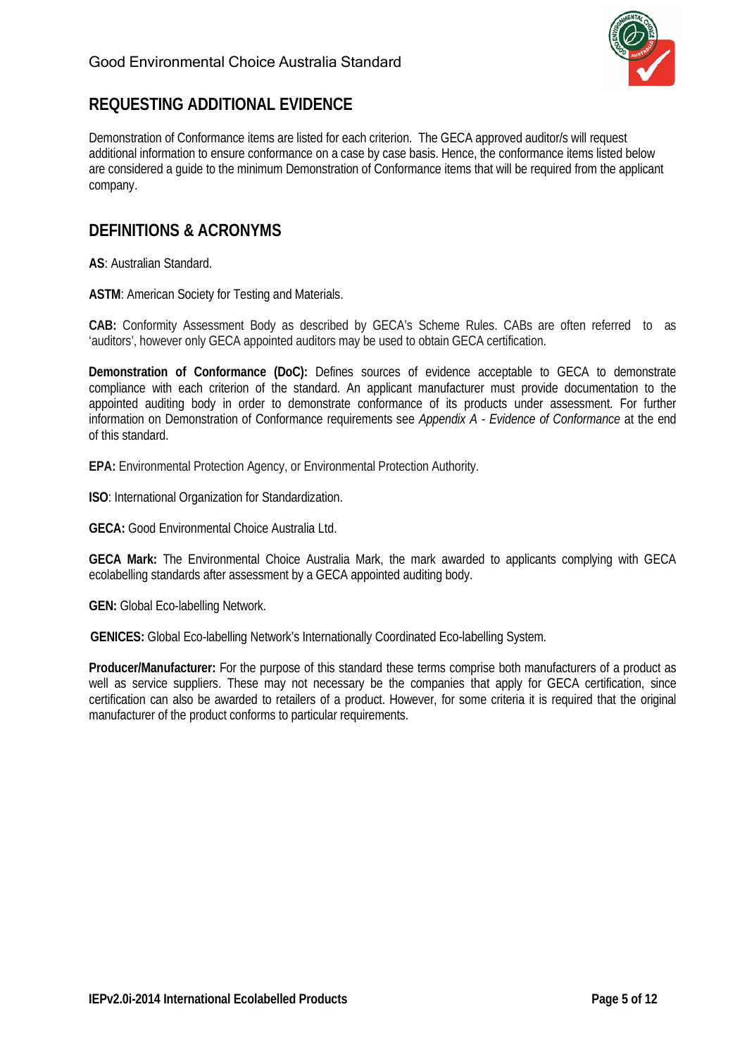## REQUESTING ADDITIONAL EVIDENCE

Demonstration of Conformance items are listed for each criterion. The GECA approved auditor/s will request additional information to ensure conformance on a case by case basis. Hence, the conformance items listed below are considered a guide to the minimum Demonstration of Conformance items that will be required from the applicant company.

## DEFINITIONS & ACRONYMS

**AS**: Australian Standard.

**ASTM**: American Society for Testing and Materials.

**CAB:** Conformity Assessment Body as described by GECA's Scheme Rules. CABs are often referred to as 'auditors', however only GECA appointed auditors may be used to obtain GECA certification.

**Demonstration of Conformance (DoC):** Defines sources of evidence acceptable to GECA to demonstrate compliance with each criterion of the standard. An applicant manufacturer must provide documentation to the appointed auditing body in order to demonstrate conformance of its products under assessment. For further information on Demonstration of Conformance requirements see *Appendix A - Evidence of Conformance* at the end of this standard.

**EPA:** Environmental Protection Agency, or Environmental Protection Authority.

**ISO**: International Organization for Standardization.

**GECA:** Good Environmental Choice Australia Ltd.

**GECA Mark:** The Environmental Choice Australia Mark, the mark awarded to applicants complying with GECA ecolabelling standards after assessment by a GECA appointed auditing body.

**GEN:** Global Eco-labelling Network.

**GENICES:** Global Eco-labelling Network's Internationally Coordinated Eco-labelling System.

**Producer/Manufacturer:** For the purpose of this standard these terms comprise both manufacturers of a product as well as service suppliers. These may not necessary be the companies that apply for GECA certification, since certification can also be awarded to retailers of a product. However, for some criteria it is required that the original manufacturer of the product conforms to particular requirements.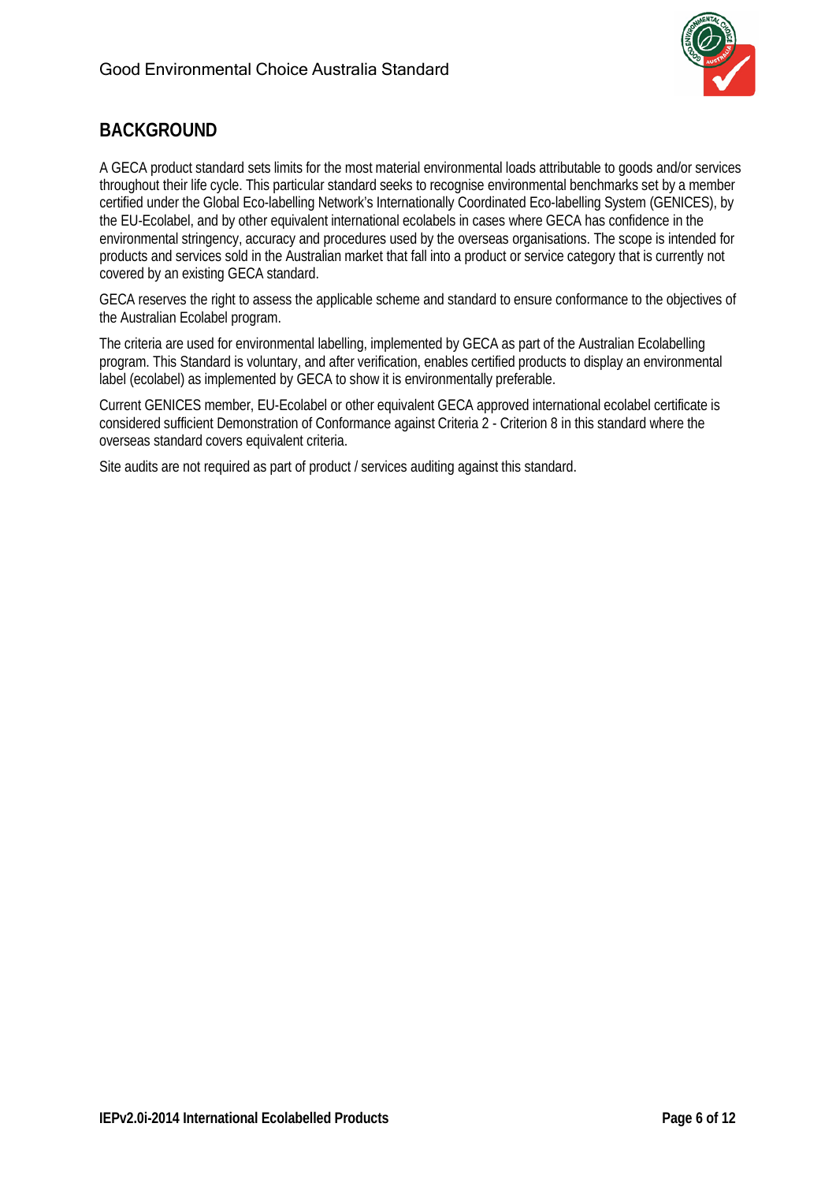## BACKGROUND

A GECA product standard sets limits for the most material environmental loads attributable to goods and/or services throughout their life cycle. This particular standard seeks to recognise environmental benchmarks set by a member certified under the Global Eco-labelling Network's Internationally Coordinated Eco-labelling System (GENICES), by the EU-Ecolabel, and by other equivalent international ecolabels in cases where GECA has confidence in the environmental stringency, accuracy and procedures used by the overseas organisations. The scope is intended for products and services sold in the Australian market that fall into a product or service category that is currently not covered by an existing GECA standard.

GECA reserves the right to assess the applicable scheme and standard to ensure conformance to the objectives of the Australian Ecolabel program.

The criteria are used for environmental labelling, implemented by GECA as part of the Australian Ecolabelling program. This Standard is voluntary, and after verification, enables certified products to display an environmental label (ecolabel) as implemented by GECA to show it is environmentally preferable.

Current GENICES member, EU-Ecolabel or other equivalent GECA approved international ecolabel certificate is considered sufficient Demonstration of Conformance against Criteria 2 - Criterion 8 in this standard where the overseas standard covers equivalent criteria.

Site audits are not required as part of product / services auditing against this standard.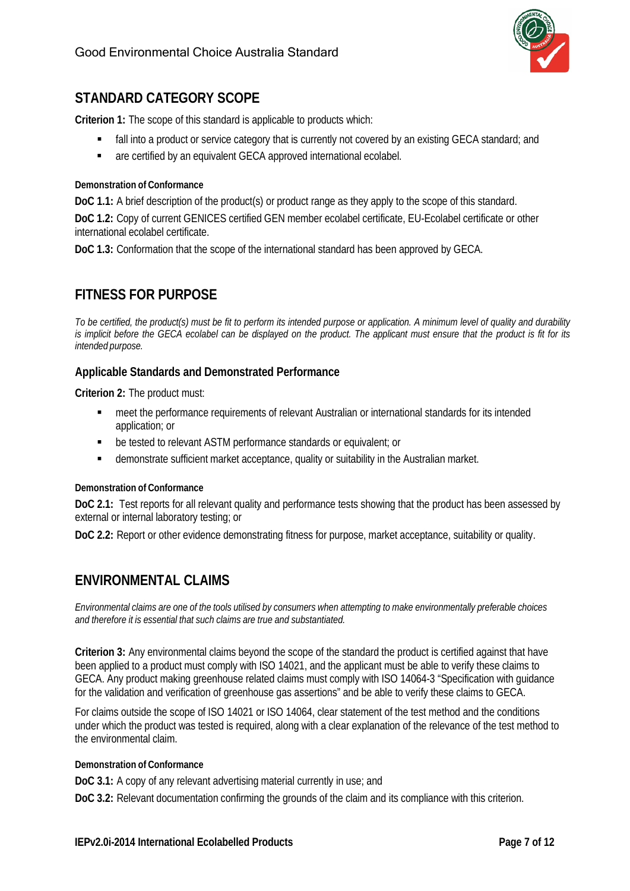## STANDARD CATEGORY SCOPE

**Criterion 1:** The scope of this standard is applicable to products which:

- fall into a product or service category that is currently not covered by an existing GECA standard; and
- are certified by an equivalent GECA approved international ecolabel.

**Demonstration of Conformance**

**DoC 1.1:** A brief description of the product(s) or product range as they apply to the scope of this standard.

**DoC 1.2:** Copy of current GENICES certified GEN member ecolabel certificate, EU-Ecolabel certificate or other international ecolabel certificate.

**DoC 1.3:** Conformation that the scope of the international standard has been approved by GECA.

## FITNESS FOR PURPOSE

*To be certified, the product(s) must be fit to perform its intended purpose or application. A minimum level of quality and durability is implicit before the GECA ecolabel can be displayed on the product. The applicant must ensure that the product is fit for its intended purpose.*

### Applicable Standards and Demonstrated Performance

**Criterion 2:** The product must:

- meet the performance requirements of relevant Australian or international standards for its intended application; or
- be tested to relevant ASTM performance standards or equivalent; or
- demonstrate sufficient market acceptance, quality or suitability in the Australian market.

**Demonstration of Conformance**

**DoC 2.1:** Test reports for all relevant quality and performance tests showing that the product has been assessed by external or internal laboratory testing; or

**DoC 2.2:** Report or other evidence demonstrating fitness for purpose, market acceptance, suitability or quality.

## ENVIRONMENTAL CLAIMS

*Environmental claims are one of the tools utilised by consumers when attempting to make environmentally preferable choices and therefore it is essential that such claims are true and substantiated.*

**Criterion 3:** Any environmental claims beyond the scope of the standard the product is certified against that have been applied to a product must comply with ISO 14021, and the applicant must be able to verify these claims to GECA. Any product making greenhouse related claims must comply with ISO 14064-3 "Specification with guidance for the validation and verification of greenhouse gas assertions" and be able to verify these claims to GECA.

For claims outside the scope of ISO 14021 or ISO 14064, clear statement of the test method and the conditions under which the product was tested is required, along with a clear explanation of the relevance of the test method to the environmental claim.

**Demonstration of Conformance**

**DoC 3.1:** A copy of any relevant advertising material currently in use; and

**DoC 3.2:** Relevant documentation confirming the grounds of the claim and its compliance with this criterion.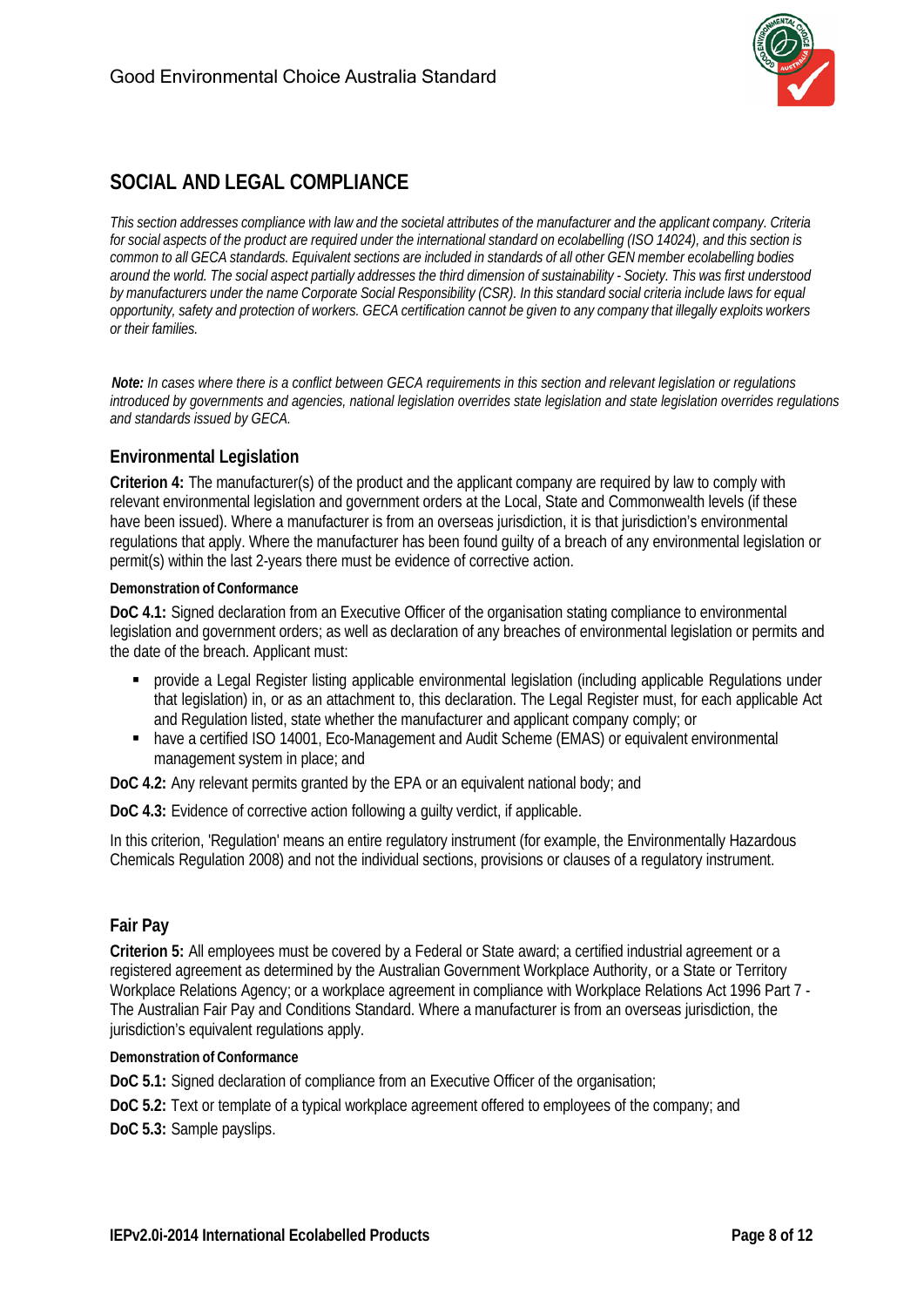## SOCIAL AND LEGAL COMPLIANCE

*This section addresses compliance with law and the societal attributes of the manufacturer and the applicant company. Criteria for social aspects of the product are required under the international standard on ecolabelling (ISO 14024), and this section is common to all GECA standards. Equivalent sections are included in standards of all other GEN member ecolabelling bodies around the world. The social aspect partially addresses the third dimension of sustainability - Society. This was first understood by manufacturers under the name Corporate Social Responsibility (CSR). In this standard social criteria include laws for equal opportunity, safety and protection of workers. GECA certification cannot be given to any company that illegally exploits workers or their families.*

***Note:*** *In cases where there is a conflict between GECA requirements in this section and relevant legislation or regulations introduced by governments and agencies, national legislation overrides state legislation and state legislation overrides regulations and standards issued by GECA.*

### Environmental Legislation

**Criterion 4:** The manufacturer(s) of the product and the applicant company are required by law to comply with relevant environmental legislation and government orders at the Local, State and Commonwealth levels (if these have been issued). Where a manufacturer is from an overseas jurisdiction, it is that jurisdiction's environmental regulations that apply. Where the manufacturer has been found guilty of a breach of any environmental legislation or permit(s) within the last 2-years there must be evidence of corrective action.

#### Demonstration of Conformance

**DoC 4.1:** Signed declaration from an Executive Officer of the organisation stating compliance to environmental legislation and government orders; as well as declaration of any breaches of environmental legislation or permits and the date of the breach. Applicant must:

- provide a Legal Register listing applicable environmental legislation (including applicable Regulations under that legislation) in, or as an attachment to, this declaration. The Legal Register must, for each applicable Act and Regulation listed, state whether the manufacturer and applicant company comply; or
- have a certified ISO 14001, Eco-Management and Audit Scheme (EMAS) or equivalent environmental management system in place; and

**DoC 4.2:** Any relevant permits granted by the EPA or an equivalent national body; and

**DoC 4.3:** Evidence of corrective action following a guilty verdict, if applicable.

In this criterion, 'Regulation' means an entire regulatory instrument (for example, the Environmentally Hazardous Chemicals Regulation 2008) and not the individual sections, provisions or clauses of a regulatory instrument.

### Fair Pay

**Criterion 5:** All employees must be covered by a Federal or State award; a certified industrial agreement or a registered agreement as determined by the Australian Government Workplace Authority, or a State or Territory Workplace Relations Agency; or a workplace agreement in compliance with Workplace Relations Act 1996 Part 7 - The Australian Fair Pay and Conditions Standard. Where a manufacturer is from an overseas jurisdiction, the jurisdiction's equivalent regulations apply.

#### Demonstration of Conformance

**DoC 5.1:** Signed declaration of compliance from an Executive Officer of the organisation;

**DoC 5.2:** Text or template of a typical workplace agreement offered to employees of the company; and

**DoC 5.3:** Sample payslips.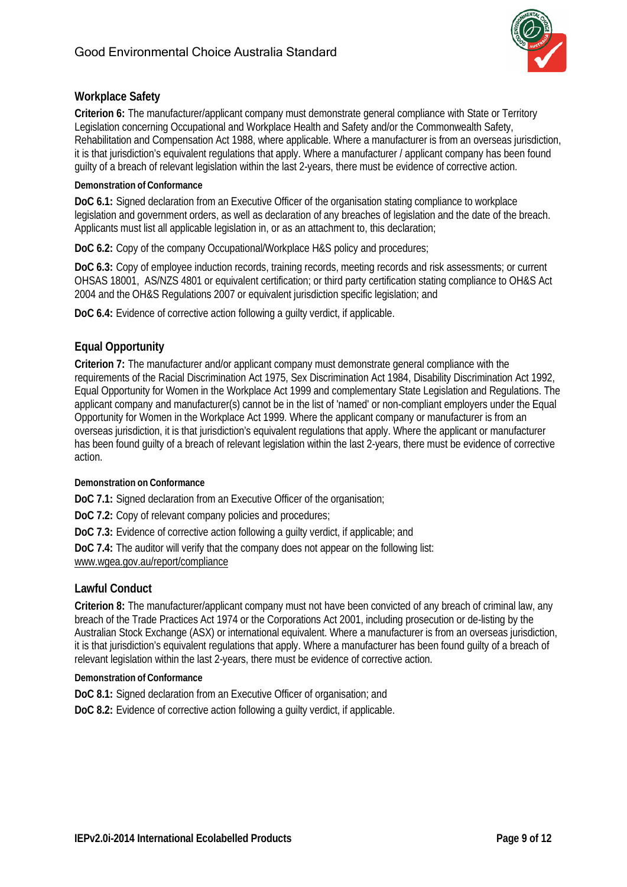## Workplace Safety

**Criterion 6:** The manufacturer/applicant company must demonstrate general compliance with State or Territory Legislation concerning Occupational and Workplace Health and Safety and/or the Commonwealth Safety, Rehabilitation and Compensation Act 1988, where applicable. Where a manufacturer is from an overseas jurisdiction, it is that jurisdiction's equivalent regulations that apply. Where a manufacturer / applicant company has been found guilty of a breach of relevant legislation within the last 2-years, there must be evidence of corrective action.

#### Demonstration of Conformance

**DoC 6.1:** Signed declaration from an Executive Officer of the organisation stating compliance to workplace legislation and government orders, as well as declaration of any breaches of legislation and the date of the breach. Applicants must list all applicable legislation in, or as an attachment to, this declaration;

**DoC 6.2:** Copy of the company Occupational/Workplace H&S policy and procedures;

**DoC 6.3:** Copy of employee induction records, training records, meeting records and risk assessments; or current OHSAS 18001, AS/NZS 4801 or equivalent certification; or third party certification stating compliance to OH&S Act 2004 and the OH&S Regulations 2007 or equivalent jurisdiction specific legislation; and

**DoC 6.4:** Evidence of corrective action following a guilty verdict, if applicable.

## Equal Opportunity

**Criterion 7:** The manufacturer and/or applicant company must demonstrate general compliance with the requirements of the Racial Discrimination Act 1975, Sex Discrimination Act 1984, Disability Discrimination Act 1992, Equal Opportunity for Women in the Workplace Act 1999 and complementary State Legislation and Regulations. The applicant company and manufacturer(s) cannot be in the list of 'named' or non-compliant employers under the Equal Opportunity for Women in the Workplace Act 1999. Where the applicant company or manufacturer is from an overseas jurisdiction, it is that jurisdiction's equivalent regulations that apply. Where the applicant or manufacturer has been found guilty of a breach of relevant legislation within the last 2-years, there must be evidence of corrective action.

#### Demonstration on Conformance

**DoC 7.1:** Signed declaration from an Executive Officer of the organisation;

**DoC 7.2:** Copy of relevant company policies and procedures;

**DoC 7.3:** Evidence of corrective action following a guilty verdict, if applicable; and

**DoC 7.4:** The auditor will verify that the company does not appear on the following list: www.wgea.gov.au/report/compliance

## Lawful Conduct

**Criterion 8:** The manufacturer/applicant company must not have been convicted of any breach of criminal law, any breach of the Trade Practices Act 1974 or the Corporations Act 2001, including prosecution or de-listing by the Australian Stock Exchange (ASX) or international equivalent. Where a manufacturer is from an overseas jurisdiction, it is that jurisdiction's equivalent regulations that apply. Where a manufacturer has been found guilty of a breach of relevant legislation within the last 2-years, there must be evidence of corrective action.

#### Demonstration of Conformance

**DoC 8.1:** Signed declaration from an Executive Officer of organisation; and

**DoC 8.2:** Evidence of corrective action following a guilty verdict, if applicable.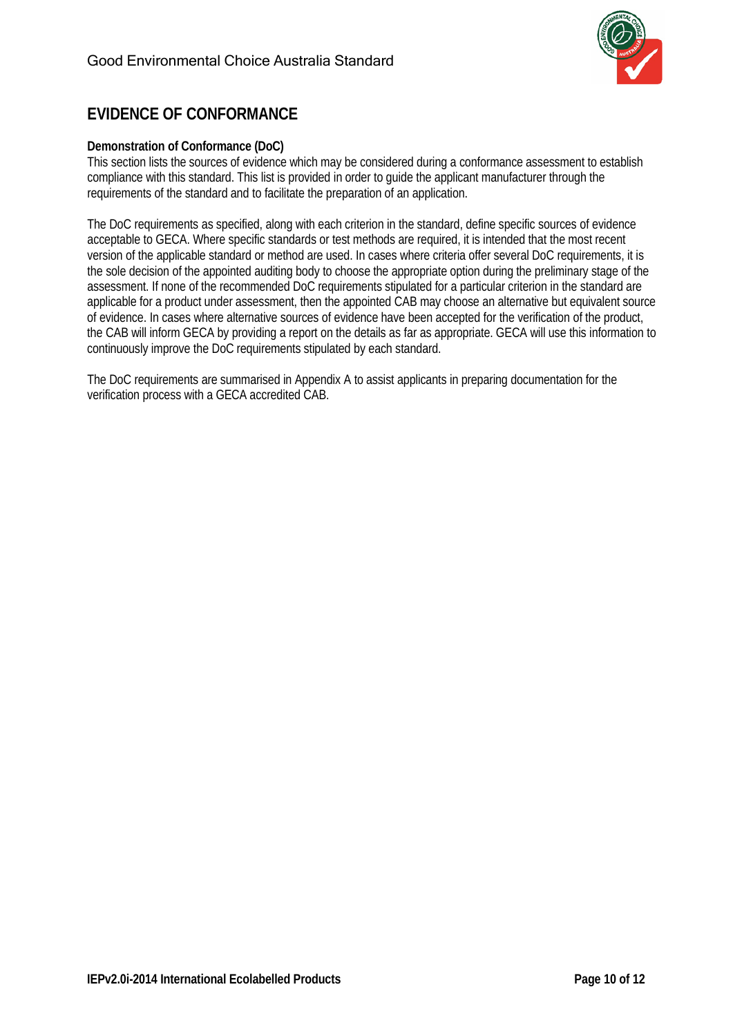## EVIDENCE OF CONFORMANCE

**Demonstration of Conformance (DoC)**

This section lists the sources of evidence which may be considered during a conformance assessment to establish compliance with this standard. This list is provided in order to guide the applicant manufacturer through the requirements of the standard and to facilitate the preparation of an application.

The DoC requirements as specified, along with each criterion in the standard, define specific sources of evidence acceptable to GECA. Where specific standards or test methods are required, it is intended that the most recent version of the applicable standard or method are used. In cases where criteria offer several DoC requirements, it is the sole decision of the appointed auditing body to choose the appropriate option during the preliminary stage of the assessment. If none of the recommended DoC requirements stipulated for a particular criterion in the standard are applicable for a product under assessment, then the appointed CAB may choose an alternative but equivalent source of evidence. In cases where alternative sources of evidence have been accepted for the verification of the product, the CAB will inform GECA by providing a report on the details as far as appropriate. GECA will use this information to continuously improve the DoC requirements stipulated by each standard.

The DoC requirements are summarised in Appendix A to assist applicants in preparing documentation for the verification process with a GECA accredited CAB.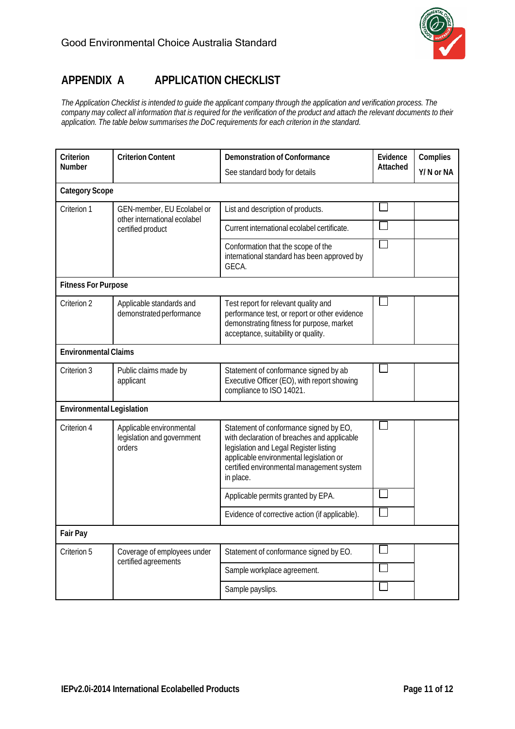# APPENDIX A APPLICATION CHECKLIST

*The Application Checklist is intended to guide the applicant company through the application and verification process. The company may collect all information that is required for the verification of the product and attach the relevant documents to their application. The table below summarises the DoC requirements for each criterion in the standard.*

| Criterion Number | Criterion Content | Demonstration of Conformance<br>See standard body for details | Evidence Attached | Complies Y/ N or NA |
|---|---|---|---|---|
| **Category Scope** | | | | |
| Criterion 1 | GEN-member, EU Ecolabel or other international ecolabel certified product | List and description of products. | ☐ | |
| | | Current international ecolabel certificate. | ☐ | |
| | | Conformation that the scope of the international standard has been approved by GECA. | ☐ | |
| **Fitness For Purpose** | | | | |
| Criterion 2 | Applicable standards and demonstrated performance | Test report for relevant quality and performance test, or report or other evidence demonstrating fitness for purpose, market acceptance, suitability or quality. | ☐ | |
| **Environmental Claims** | | | | |
| Criterion 3 | Public claims made by applicant | Statement of conformance signed by ab Executive Officer (EO), with report showing compliance to ISO 14021. | ☐ | |
| **Environmental Legislation** | | | | |
| Criterion 4 | Applicable environmental legislation and government orders | Statement of conformance signed by EO, with declaration of breaches and applicable legislation and Legal Register listing applicable environmental legislation or certified environmental management system in place. | ☐ | |
| | | Applicable permits granted by EPA. | ☐ | |
| | | Evidence of corrective action (if applicable). | ☐ | |
| **Fair Pay** | | | | |
| Criterion 5 | Coverage of employees under certified agreements | Statement of conformance signed by EO. | ☐ | |
| | | Sample workplace agreement. | ☐ | |
| | | Sample payslips. | ☐ | |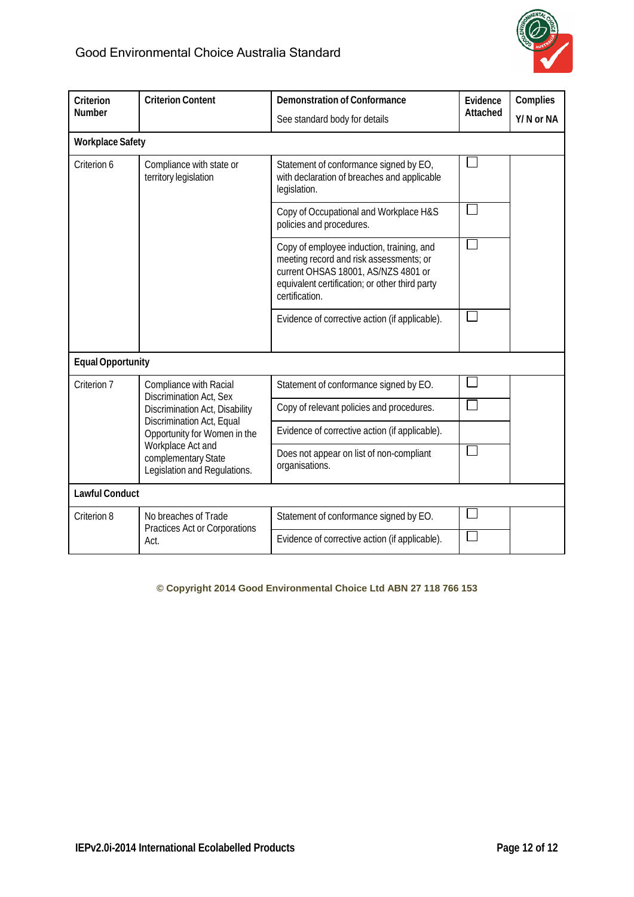| Criterion Number | Criterion Content | Demonstration of Conformance<br>See standard body for details | Evidence Attached | Complies<br>Y/ N or NA |
|---|---|---|---|---|
| **Workplace Safety** | | | | |
| Criterion 6 | Compliance with state or territory legislation | Statement of conformance signed by EO, with declaration of breaches and applicable legislation. | ☐ | |
| | | Copy of Occupational and Workplace H&S policies and procedures. | ☐ | |
| | | Copy of employee induction, training, and meeting record and risk assessments; or current OHSAS 18001, AS/NZS 4801 or equivalent certification; or other third party certification. | ☐ | |
| | | Evidence of corrective action (if applicable). | ☐ | |
| **Equal Opportunity** | | | | |
| Criterion 7 | Compliance with Racial Discrimination Act, Sex Discrimination Act, Disability Discrimination Act, Equal Opportunity for Women in the Workplace Act and complementary State Legislation and Regulations. | Statement of conformance signed by EO. | ☐ | |
| | | Copy of relevant policies and procedures. | ☐ | |
| | | Evidence of corrective action (if applicable). | | |
| | | Does not appear on list of non-compliant organisations. | ☐ | |
| **Lawful Conduct** | | | | |
| Criterion 8 | No breaches of Trade Practices Act or Corporations Act. | Statement of conformance signed by EO. | ☐ | |
| | | Evidence of corrective action (if applicable). | ☐ | |

**© Copyright 2014 Good Environmental Choice Ltd ABN 27 118 766 153**